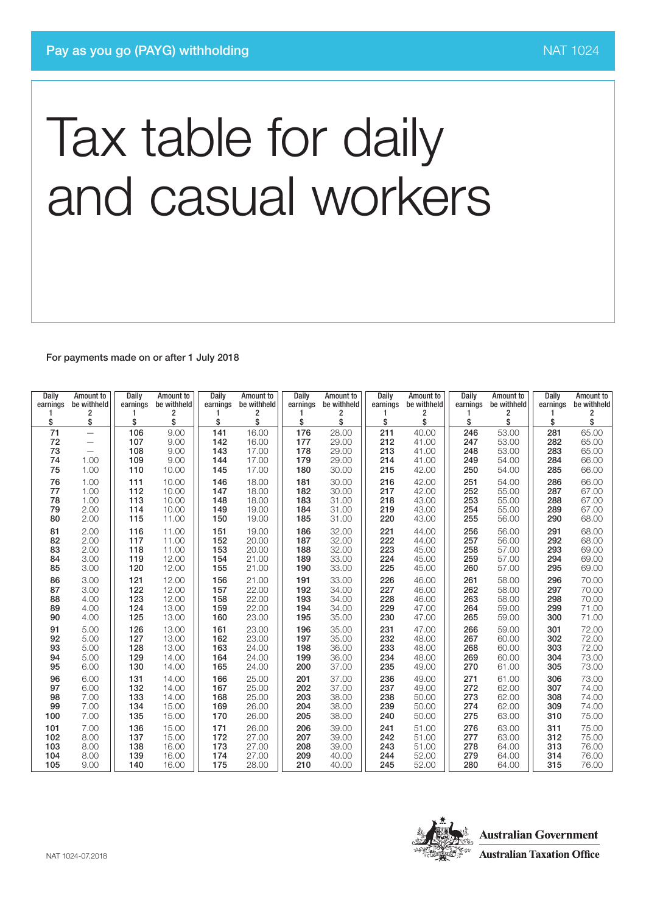# Tax table for daily and casual workers

For payments made on or after 1 July 2018

| Daily earnings 1 $ | Amount to be withheld 2 $ | Daily earnings 1 $ | Amount to be withheld 2 $ | Daily earnings 1 $ | Amount to be withheld 2 $ | Daily earnings 1 $ | Amount to be withheld 2 $ | Daily earnings 1 $ | Amount to be withheld 2 $ | Daily earnings 1 $ | Amount to be withheld 2 $ | Daily earnings 1 $ | Amount to be withheld 2 $ |
|---|---|---|---|---|---|---|---|---|---|---|---|---|---|
| 71 | — | 106 | 9.00 | 141 | 16.00 | 176 | 28.00 | 211 | 40.00 | 246 | 53.00 | 281 | 65.00 |
| 72 | — | 107 | 9.00 | 142 | 16.00 | 177 | 29.00 | 212 | 41.00 | 247 | 53.00 | 282 | 65.00 |
| 73 | — | 108 | 9.00 | 143 | 17.00 | 178 | 29.00 | 213 | 41.00 | 248 | 53.00 | 283 | 65.00 |
| 74 | 1.00 | 109 | 9.00 | 144 | 17.00 | 179 | 29.00 | 214 | 41.00 | 249 | 54.00 | 284 | 66.00 |
| 75 | 1.00 | 110 | 10.00 | 145 | 17.00 | 180 | 30.00 | 215 | 42.00 | 250 | 54.00 | 285 | 66.00 |
| 76 | 1.00 | 111 | 10.00 | 146 | 18.00 | 181 | 30.00 | 216 | 42.00 | 251 | 54.00 | 286 | 66.00 |
| 77 | 1.00 | 112 | 10.00 | 147 | 18.00 | 182 | 30.00 | 217 | 42.00 | 252 | 55.00 | 287 | 67.00 |
| 78 | 1.00 | 113 | 10.00 | 148 | 18.00 | 183 | 31.00 | 218 | 43.00 | 253 | 55.00 | 288 | 67.00 |
| 79 | 2.00 | 114 | 10.00 | 149 | 19.00 | 184 | 31.00 | 219 | 43.00 | 254 | 55.00 | 289 | 67.00 |
| 80 | 2.00 | 115 | 11.00 | 150 | 19.00 | 185 | 31.00 | 220 | 43.00 | 255 | 56.00 | 290 | 68.00 |
| 81 | 2.00 | 116 | 11.00 | 151 | 19.00 | 186 | 32.00 | 221 | 44.00 | 256 | 56.00 | 291 | 68.00 |
| 82 | 2.00 | 117 | 11.00 | 152 | 20.00 | 187 | 32.00 | 222 | 44.00 | 257 | 56.00 | 292 | 68.00 |
| 83 | 2.00 | 118 | 11.00 | 153 | 20.00 | 188 | 32.00 | 223 | 45.00 | 258 | 57.00 | 293 | 69.00 |
| 84 | 3.00 | 119 | 12.00 | 154 | 21.00 | 189 | 33.00 | 224 | 45.00 | 259 | 57.00 | 294 | 69.00 |
| 85 | 3.00 | 120 | 12.00 | 155 | 21.00 | 190 | 33.00 | 225 | 45.00 | 260 | 57.00 | 295 | 69.00 |
| 86 | 3.00 | 121 | 12.00 | 156 | 21.00 | 191 | 33.00 | 226 | 46.00 | 261 | 58.00 | 296 | 70.00 |
| 87 | 3.00 | 122 | 12.00 | 157 | 22.00 | 192 | 34.00 | 227 | 46.00 | 262 | 58.00 | 297 | 70.00 |
| 88 | 4.00 | 123 | 12.00 | 158 | 22.00 | 193 | 34.00 | 228 | 46.00 | 263 | 58.00 | 298 | 70.00 |
| 89 | 4.00 | 124 | 13.00 | 159 | 22.00 | 194 | 34.00 | 229 | 47.00 | 264 | 59.00 | 299 | 71.00 |
| 90 | 4.00 | 125 | 13.00 | 160 | 23.00 | 195 | 35.00 | 230 | 47.00 | 265 | 59.00 | 300 | 71.00 |
| 91 | 5.00 | 126 | 13.00 | 161 | 23.00 | 196 | 35.00 | 231 | 47.00 | 266 | 59.00 | 301 | 72.00 |
| 92 | 5.00 | 127 | 13.00 | 162 | 23.00 | 197 | 35.00 | 232 | 48.00 | 267 | 60.00 | 302 | 72.00 |
| 93 | 5.00 | 128 | 13.00 | 163 | 24.00 | 198 | 36.00 | 233 | 48.00 | 268 | 60.00 | 303 | 72.00 |
| 94 | 5.00 | 129 | 14.00 | 164 | 24.00 | 199 | 36.00 | 234 | 48.00 | 269 | 60.00 | 304 | 73.00 |
| 95 | 6.00 | 130 | 14.00 | 165 | 24.00 | 200 | 37.00 | 235 | 49.00 | 270 | 61.00 | 305 | 73.00 |
| 96 | 6.00 | 131 | 14.00 | 166 | 25.00 | 201 | 37.00 | 236 | 49.00 | 271 | 61.00 | 306 | 73.00 |
| 97 | 6.00 | 132 | 14.00 | 167 | 25.00 | 202 | 37.00 | 237 | 49.00 | 272 | 62.00 | 307 | 74.00 |
| 98 | 7.00 | 133 | 14.00 | 168 | 25.00 | 203 | 38.00 | 238 | 50.00 | 273 | 62.00 | 308 | 74.00 |
| 99 | 7.00 | 134 | 15.00 | 169 | 26.00 | 204 | 38.00 | 239 | 50.00 | 274 | 62.00 | 309 | 74.00 |
| 100 | 7.00 | 135 | 15.00 | 170 | 26.00 | 205 | 38.00 | 240 | 50.00 | 275 | 63.00 | 310 | 75.00 |
| 101 | 7.00 | 136 | 15.00 | 171 | 26.00 | 206 | 39.00 | 241 | 51.00 | 276 | 63.00 | 311 | 75.00 |
| 102 | 8.00 | 137 | 15.00 | 172 | 27.00 | 207 | 39.00 | 242 | 51.00 | 277 | 63.00 | 312 | 75.00 |
| 103 | 8.00 | 138 | 16.00 | 173 | 27.00 | 208 | 39.00 | 243 | 51.00 | 278 | 64.00 | 313 | 76.00 |
| 104 | 8.00 | 139 | 16.00 | 174 | 27.00 | 209 | 40.00 | 244 | 52.00 | 279 | 64.00 | 314 | 76.00 |
| 105 | 9.00 | 140 | 16.00 | 175 | 28.00 | 210 | 40.00 | 245 | 52.00 | 280 | 64.00 | 315 | 76.00 |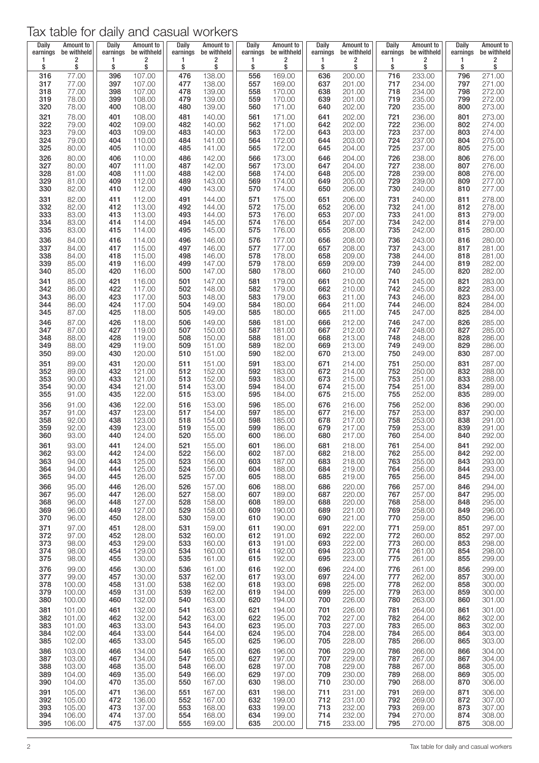# Tax table for daily and casual workers

| Daily earnings 1 $ | Amount to be withheld 2 $ | Daily earnings 1 $ | Amount to be withheld 2 $ | Daily earnings 1 $ | Amount to be withheld 2 $ | Daily earnings 1 $ | Amount to be withheld 2 $ | Daily earnings 1 $ | Amount to be withheld 2 $ | Daily earnings 1 $ | Amount to be withheld 2 $ | Daily earnings 1 $ | Amount to be withheld 2 $ |
|---|---|---|---|---|---|---|---|---|---|---|---|---|---|
| 316 | 77.00 | 396 | 107.00 | 476 | 138.00 | 556 | 169.00 | 636 | 200.00 | 716 | 233.00 | 796 | 271.00 |
| 317 | 77.00 | 397 | 107.00 | 477 | 138.00 | 557 | 169.00 | 637 | 201.00 | 717 | 234.00 | 797 | 271.00 |
| 318 | 77.00 | 398 | 107.00 | 478 | 139.00 | 558 | 170.00 | 638 | 201.00 | 718 | 234.00 | 798 | 272.00 |
| 319 | 78.00 | 399 | 108.00 | 479 | 139.00 | 559 | 170.00 | 639 | 201.00 | 719 | 235.00 | 799 | 272.00 |
| 320 | 78.00 | 400 | 108.00 | 480 | 139.00 | 560 | 171.00 | 640 | 202.00 | 720 | 235.00 | 800 | 273.00 |
| 321 | 78.00 | 401 | 108.00 | 481 | 140.00 | 561 | 171.00 | 641 | 202.00 | 721 | 236.00 | 801 | 273.00 |
| 322 | 79.00 | 402 | 109.00 | 482 | 140.00 | 562 | 171.00 | 642 | 202.00 | 722 | 236.00 | 802 | 274.00 |
| 323 | 79.00 | 403 | 109.00 | 483 | 140.00 | 563 | 172.00 | 643 | 203.00 | 723 | 237.00 | 803 | 274.00 |
| 324 | 79.00 | 404 | 110.00 | 484 | 141.00 | 564 | 172.00 | 644 | 203.00 | 724 | 237.00 | 804 | 275.00 |
| 325 | 80.00 | 405 | 110.00 | 485 | 141.00 | 565 | 172.00 | 645 | 204.00 | 725 | 237.00 | 805 | 275.00 |
| 326 | 80.00 | 406 | 110.00 | 486 | 142.00 | 566 | 173.00 | 646 | 204.00 | 726 | 238.00 | 806 | 276.00 |
| 327 | 80.00 | 407 | 111.00 | 487 | 142.00 | 567 | 173.00 | 647 | 204.00 | 727 | 238.00 | 807 | 276.00 |
| 328 | 81.00 | 408 | 111.00 | 488 | 142.00 | 568 | 174.00 | 648 | 205.00 | 728 | 239.00 | 808 | 276.00 |
| 329 | 81.00 | 409 | 112.00 | 489 | 143.00 | 569 | 174.00 | 649 | 205.00 | 729 | 239.00 | 809 | 277.00 |
| 330 | 82.00 | 410 | 112.00 | 490 | 143.00 | 570 | 174.00 | 650 | 206.00 | 730 | 240.00 | 810 | 277.00 |
| 331 | 82.00 | 411 | 112.00 | 491 | 144.00 | 571 | 175.00 | 651 | 206.00 | 731 | 240.00 | 811 | 278.00 |
| 332 | 82.00 | 412 | 113.00 | 492 | 144.00 | 572 | 175.00 | 652 | 206.00 | 732 | 241.00 | 812 | 278.00 |
| 333 | 83.00 | 413 | 113.00 | 493 | 144.00 | 573 | 176.00 | 653 | 207.00 | 733 | 241.00 | 813 | 279.00 |
| 334 | 83.00 | 414 | 114.00 | 494 | 145.00 | 574 | 176.00 | 654 | 207.00 | 734 | 242.00 | 814 | 279.00 |
| 335 | 83.00 | 415 | 114.00 | 495 | 145.00 | 575 | 176.00 | 655 | 208.00 | 735 | 242.00 | 815 | 280.00 |
| 336 | 84.00 | 416 | 114.00 | 496 | 146.00 | 576 | 177.00 | 656 | 208.00 | 736 | 243.00 | 816 | 280.00 |
| 337 | 84.00 | 417 | 115.00 | 497 | 146.00 | 577 | 177.00 | 657 | 208.00 | 737 | 243.00 | 817 | 281.00 |
| 338 | 84.00 | 418 | 115.00 | 498 | 146.00 | 578 | 178.00 | 658 | 209.00 | 738 | 244.00 | 818 | 281.00 |
| 339 | 85.00 | 419 | 116.00 | 499 | 147.00 | 579 | 178.00 | 659 | 209.00 | 739 | 244.00 | 819 | 282.00 |
| 340 | 85.00 | 420 | 116.00 | 500 | 147.00 | 580 | 178.00 | 660 | 210.00 | 740 | 245.00 | 820 | 282.00 |
| 341 | 85.00 | 421 | 116.00 | 501 | 147.00 | 581 | 179.00 | 661 | 210.00 | 741 | 245.00 | 821 | 283.00 |
| 342 | 86.00 | 422 | 117.00 | 502 | 148.00 | 582 | 179.00 | 662 | 210.00 | 742 | 245.00 | 822 | 283.00 |
| 343 | 86.00 | 423 | 117.00 | 503 | 148.00 | 583 | 179.00 | 663 | 211.00 | 743 | 246.00 | 823 | 284.00 |
| 344 | 86.00 | 424 | 117.00 | 504 | 149.00 | 584 | 180.00 | 664 | 211.00 | 744 | 246.00 | 824 | 284.00 |
| 345 | 87.00 | 425 | 118.00 | 505 | 149.00 | 585 | 180.00 | 665 | 211.00 | 745 | 247.00 | 825 | 284.00 |
| 346 | 87.00 | 426 | 118.00 | 506 | 149.00 | 586 | 181.00 | 666 | 212.00 | 746 | 247.00 | 826 | 285.00 |
| 347 | 87.00 | 427 | 119.00 | 507 | 150.00 | 587 | 181.00 | 667 | 212.00 | 747 | 248.00 | 827 | 285.00 |
| 348 | 88.00 | 428 | 119.00 | 508 | 150.00 | 588 | 181.00 | 668 | 213.00 | 748 | 248.00 | 828 | 286.00 |
| 349 | 88.00 | 429 | 119.00 | 509 | 151.00 | 589 | 182.00 | 669 | 213.00 | 749 | 249.00 | 829 | 286.00 |
| 350 | 89.00 | 430 | 120.00 | 510 | 151.00 | 590 | 182.00 | 670 | 213.00 | 750 | 249.00 | 830 | 287.00 |
| 351 | 89.00 | 431 | 120.00 | 511 | 151.00 | 591 | 183.00 | 671 | 214.00 | 751 | 250.00 | 831 | 287.00 |
| 352 | 89.00 | 432 | 121.00 | 512 | 152.00 | 592 | 183.00 | 672 | 214.00 | 752 | 250.00 | 832 | 288.00 |
| 353 | 90.00 | 433 | 121.00 | 513 | 152.00 | 593 | 183.00 | 673 | 215.00 | 753 | 251.00 | 833 | 288.00 |
| 354 | 90.00 | 434 | 121.00 | 514 | 153.00 | 594 | 184.00 | 674 | 215.00 | 754 | 251.00 | 834 | 289.00 |
| 355 | 91.00 | 435 | 122.00 | 515 | 153.00 | 595 | 184.00 | 675 | 215.00 | 755 | 252.00 | 835 | 289.00 |
| 356 | 91.00 | 436 | 122.00 | 516 | 153.00 | 596 | 185.00 | 676 | 216.00 | 756 | 252.00 | 836 | 290.00 |
| 357 | 91.00 | 437 | 123.00 | 517 | 154.00 | 597 | 185.00 | 677 | 216.00 | 757 | 253.00 | 837 | 290.00 |
| 358 | 92.00 | 438 | 123.00 | 518 | 154.00 | 598 | 185.00 | 678 | 217.00 | 758 | 253.00 | 838 | 291.00 |
| 359 | 92.00 | 439 | 123.00 | 519 | 155.00 | 599 | 186.00 | 679 | 217.00 | 759 | 253.00 | 839 | 291.00 |
| 360 | 93.00 | 440 | 124.00 | 520 | 155.00 | 600 | 186.00 | 680 | 217.00 | 760 | 254.00 | 840 | 292.00 |
| 361 | 93.00 | 441 | 124.00 | 521 | 155.00 | 601 | 186.00 | 681 | 218.00 | 761 | 254.00 | 841 | 292.00 |
| 362 | 93.00 | 442 | 124.00 | 522 | 156.00 | 602 | 187.00 | 682 | 218.00 | 762 | 255.00 | 842 | 292.00 |
| 363 | 94.00 | 443 | 125.00 | 523 | 156.00 | 603 | 187.00 | 683 | 218.00 | 763 | 255.00 | 843 | 293.00 |
| 364 | 94.00 | 444 | 125.00 | 524 | 156.00 | 604 | 188.00 | 684 | 219.00 | 764 | 256.00 | 844 | 293.00 |
| 365 | 94.00 | 445 | 126.00 | 525 | 157.00 | 605 | 188.00 | 685 | 219.00 | 765 | 256.00 | 845 | 294.00 |
| 366 | 95.00 | 446 | 126.00 | 526 | 157.00 | 606 | 188.00 | 686 | 220.00 | 766 | 257.00 | 846 | 294.00 |
| 367 | 95.00 | 447 | 126.00 | 527 | 158.00 | 607 | 189.00 | 687 | 220.00 | 767 | 257.00 | 847 | 295.00 |
| 368 | 96.00 | 448 | 127.00 | 528 | 158.00 | 608 | 189.00 | 688 | 220.00 | 768 | 258.00 | 848 | 295.00 |
| 369 | 96.00 | 449 | 127.00 | 529 | 158.00 | 609 | 190.00 | 689 | 221.00 | 769 | 258.00 | 849 | 296.00 |
| 370 | 96.00 | 450 | 128.00 | 530 | 159.00 | 610 | 190.00 | 690 | 221.00 | 770 | 259.00 | 850 | 296.00 |
| 371 | 97.00 | 451 | 128.00 | 531 | 159.00 | 611 | 190.00 | 691 | 222.00 | 771 | 259.00 | 851 | 297.00 |
| 372 | 97.00 | 452 | 128.00 | 532 | 160.00 | 612 | 191.00 | 692 | 222.00 | 772 | 260.00 | 852 | 297.00 |
| 373 | 98.00 | 453 | 129.00 | 533 | 160.00 | 613 | 191.00 | 693 | 222.00 | 773 | 260.00 | 853 | 298.00 |
| 374 | 98.00 | 454 | 129.00 | 534 | 160.00 | 614 | 192.00 | 694 | 223.00 | 774 | 261.00 | 854 | 298.00 |
| 375 | 98.00 | 455 | 130.00 | 535 | 161.00 | 615 | 192.00 | 695 | 223.00 | 775 | 261.00 | 855 | 299.00 |
| 376 | 99.00 | 456 | 130.00 | 536 | 161.00 | 616 | 192.00 | 696 | 224.00 | 776 | 261.00 | 856 | 299.00 |
| 377 | 99.00 | 457 | 130.00 | 537 | 162.00 | 617 | 193.00 | 697 | 224.00 | 777 | 262.00 | 857 | 300.00 |
| 378 | 100.00 | 458 | 131.00 | 538 | 162.00 | 618 | 193.00 | 698 | 225.00 | 778 | 262.00 | 858 | 300.00 |
| 379 | 100.00 | 459 | 131.00 | 539 | 162.00 | 619 | 194.00 | 699 | 225.00 | 779 | 263.00 | 859 | 300.00 |
| 380 | 100.00 | 460 | 132.00 | 540 | 163.00 | 620 | 194.00 | 700 | 226.00 | 780 | 263.00 | 860 | 301.00 |
| 381 | 101.00 | 461 | 132.00 | 541 | 163.00 | 621 | 194.00 | 701 | 226.00 | 781 | 264.00 | 861 | 301.00 |
| 382 | 101.00 | 462 | 132.00 | 542 | 163.00 | 622 | 195.00 | 702 | 227.00 | 782 | 264.00 | 862 | 302.00 |
| 383 | 101.00 | 463 | 133.00 | 543 | 164.00 | 623 | 195.00 | 703 | 227.00 | 783 | 265.00 | 863 | 302.00 |
| 384 | 102.00 | 464 | 133.00 | 544 | 164.00 | 624 | 195.00 | 704 | 228.00 | 784 | 265.00 | 864 | 303.00 |
| 385 | 102.00 | 465 | 133.00 | 545 | 165.00 | 625 | 196.00 | 705 | 228.00 | 785 | 266.00 | 865 | 303.00 |
| 386 | 103.00 | 466 | 134.00 | 546 | 165.00 | 626 | 196.00 | 706 | 229.00 | 786 | 266.00 | 866 | 304.00 |
| 387 | 103.00 | 467 | 134.00 | 547 | 165.00 | 627 | 197.00 | 707 | 229.00 | 787 | 267.00 | 867 | 304.00 |
| 388 | 103.00 | 468 | 135.00 | 548 | 166.00 | 628 | 197.00 | 708 | 229.00 | 788 | 267.00 | 868 | 305.00 |
| 389 | 104.00 | 469 | 135.00 | 549 | 166.00 | 629 | 197.00 | 709 | 230.00 | 789 | 268.00 | 869 | 305.00 |
| 390 | 104.00 | 470 | 135.00 | 550 | 167.00 | 630 | 198.00 | 710 | 230.00 | 790 | 268.00 | 870 | 306.00 |
| 391 | 105.00 | 471 | 136.00 | 551 | 167.00 | 631 | 198.00 | 711 | 231.00 | 791 | 269.00 | 871 | 306.00 |
| 392 | 105.00 | 472 | 136.00 | 552 | 167.00 | 632 | 199.00 | 712 | 231.00 | 792 | 269.00 | 872 | 307.00 |
| 393 | 105.00 | 473 | 137.00 | 553 | 168.00 | 633 | 199.00 | 713 | 232.00 | 793 | 269.00 | 873 | 307.00 |
| 394 | 106.00 | 474 | 137.00 | 554 | 168.00 | 634 | 199.00 | 714 | 232.00 | 794 | 270.00 | 874 | 308.00 |
| 395 | 106.00 | 475 | 137.00 | 555 | 169.00 | 635 | 200.00 | 715 | 233.00 | 795 | 270.00 | 875 | 308.00 |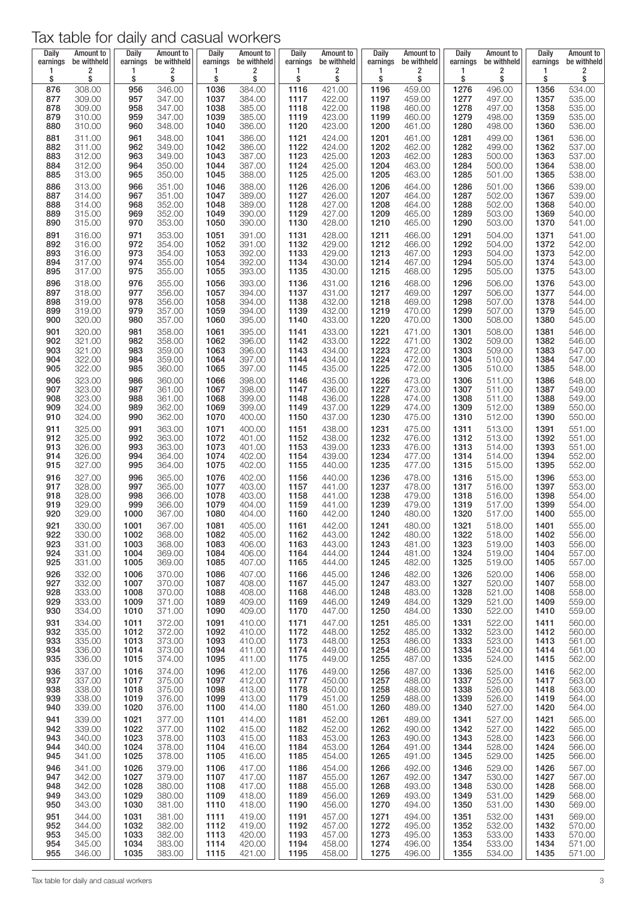# Tax table for daily and casual workers

| Daily earnings 1 $ | Amount to be withheld 2 $ | Daily earnings 1 $ | Amount to be withheld 2 $ | Daily earnings 1 $ | Amount to be withheld 2 $ | Daily earnings 1 $ | Amount to be withheld 2 $ | Daily earnings 1 $ | Amount to be withheld 2 $ | Daily earnings 1 $ | Amount to be withheld 2 $ | Daily earnings 1 $ | Amount to be withheld 2 $ |
|---|---|---|---|---|---|---|---|---|---|---|---|---|---|
| 876 | 308.00 | 956 | 346.00 | 1036 | 384.00 | 1116 | 421.00 | 1196 | 459.00 | 1276 | 496.00 | 1356 | 534.00 |
| 877 | 309.00 | 957 | 347.00 | 1037 | 384.00 | 1117 | 422.00 | 1197 | 459.00 | 1277 | 497.00 | 1357 | 535.00 |
| 878 | 309.00 | 958 | 347.00 | 1038 | 385.00 | 1118 | 422.00 | 1198 | 460.00 | 1278 | 497.00 | 1358 | 535.00 |
| 879 | 310.00 | 959 | 347.00 | 1039 | 385.00 | 1119 | 423.00 | 1199 | 460.00 | 1279 | 498.00 | 1359 | 535.00 |
| 880 | 310.00 | 960 | 348.00 | 1040 | 386.00 | 1120 | 423.00 | 1200 | 461.00 | 1280 | 498.00 | 1360 | 536.00 |
| 881 | 311.00 | 961 | 348.00 | 1041 | 386.00 | 1121 | 424.00 | 1201 | 461.00 | 1281 | 499.00 | 1361 | 536.00 |
| 882 | 311.00 | 962 | 349.00 | 1042 | 386.00 | 1122 | 424.00 | 1202 | 462.00 | 1282 | 499.00 | 1362 | 537.00 |
| 883 | 312.00 | 963 | 349.00 | 1043 | 387.00 | 1123 | 425.00 | 1203 | 462.00 | 1283 | 500.00 | 1363 | 537.00 |
| 884 | 312.00 | 964 | 350.00 | 1044 | 387.00 | 1124 | 425.00 | 1204 | 463.00 | 1284 | 500.00 | 1364 | 538.00 |
| 885 | 313.00 | 965 | 350.00 | 1045 | 388.00 | 1125 | 425.00 | 1205 | 463.00 | 1285 | 501.00 | 1365 | 538.00 |
| 886 | 313.00 | 966 | 351.00 | 1046 | 388.00 | 1126 | 426.00 | 1206 | 464.00 | 1286 | 501.00 | 1366 | 539.00 |
| 887 | 314.00 | 967 | 351.00 | 1047 | 389.00 | 1127 | 426.00 | 1207 | 464.00 | 1287 | 502.00 | 1367 | 539.00 |
| 888 | 314.00 | 968 | 352.00 | 1048 | 389.00 | 1128 | 427.00 | 1208 | 464.00 | 1288 | 502.00 | 1368 | 540.00 |
| 889 | 315.00 | 969 | 352.00 | 1049 | 390.00 | 1129 | 427.00 | 1209 | 465.00 | 1289 | 503.00 | 1369 | 540.00 |
| 890 | 315.00 | 970 | 353.00 | 1050 | 390.00 | 1130 | 428.00 | 1210 | 465.00 | 1290 | 503.00 | 1370 | 541.00 |
| 891 | 316.00 | 971 | 353.00 | 1051 | 391.00 | 1131 | 428.00 | 1211 | 466.00 | 1291 | 504.00 | 1371 | 541.00 |
| 892 | 316.00 | 972 | 354.00 | 1052 | 391.00 | 1132 | 429.00 | 1212 | 466.00 | 1292 | 504.00 | 1372 | 542.00 |
| 893 | 316.00 | 973 | 354.00 | 1053 | 392.00 | 1133 | 429.00 | 1213 | 467.00 | 1293 | 504.00 | 1373 | 542.00 |
| 894 | 317.00 | 974 | 355.00 | 1054 | 392.00 | 1134 | 430.00 | 1214 | 467.00 | 1294 | 505.00 | 1374 | 543.00 |
| 895 | 317.00 | 975 | 355.00 | 1055 | 393.00 | 1135 | 430.00 | 1215 | 468.00 | 1295 | 505.00 | 1375 | 543.00 |
| 896 | 318.00 | 976 | 355.00 | 1056 | 393.00 | 1136 | 431.00 | 1216 | 468.00 | 1296 | 506.00 | 1376 | 543.00 |
| 897 | 318.00 | 977 | 356.00 | 1057 | 394.00 | 1137 | 431.00 | 1217 | 469.00 | 1297 | 506.00 | 1377 | 544.00 |
| 898 | 319.00 | 978 | 356.00 | 1058 | 394.00 | 1138 | 432.00 | 1218 | 469.00 | 1298 | 507.00 | 1378 | 544.00 |
| 899 | 319.00 | 979 | 357.00 | 1059 | 394.00 | 1139 | 432.00 | 1219 | 470.00 | 1299 | 507.00 | 1379 | 545.00 |
| 900 | 320.00 | 980 | 357.00 | 1060 | 395.00 | 1140 | 433.00 | 1220 | 470.00 | 1300 | 508.00 | 1380 | 545.00 |
| 901 | 320.00 | 981 | 358.00 | 1061 | 395.00 | 1141 | 433.00 | 1221 | 471.00 | 1301 | 508.00 | 1381 | 546.00 |
| 902 | 321.00 | 982 | 358.00 | 1062 | 396.00 | 1142 | 433.00 | 1222 | 471.00 | 1302 | 509.00 | 1382 | 546.00 |
| 903 | 321.00 | 983 | 359.00 | 1063 | 396.00 | 1143 | 434.00 | 1223 | 472.00 | 1303 | 509.00 | 1383 | 547.00 |
| 904 | 322.00 | 984 | 359.00 | 1064 | 397.00 | 1144 | 434.00 | 1224 | 472.00 | 1304 | 510.00 | 1384 | 547.00 |
| 905 | 322.00 | 985 | 360.00 | 1065 | 397.00 | 1145 | 435.00 | 1225 | 472.00 | 1305 | 510.00 | 1385 | 548.00 |
| 906 | 323.00 | 986 | 360.00 | 1066 | 398.00 | 1146 | 435.00 | 1226 | 473.00 | 1306 | 511.00 | 1386 | 548.00 |
| 907 | 323.00 | 987 | 361.00 | 1067 | 398.00 | 1147 | 436.00 | 1227 | 473.00 | 1307 | 511.00 | 1387 | 549.00 |
| 908 | 323.00 | 988 | 361.00 | 1068 | 399.00 | 1148 | 436.00 | 1228 | 474.00 | 1308 | 511.00 | 1388 | 549.00 |
| 909 | 324.00 | 989 | 362.00 | 1069 | 399.00 | 1149 | 437.00 | 1229 | 474.00 | 1309 | 512.00 | 1389 | 550.00 |
| 910 | 324.00 | 990 | 362.00 | 1070 | 400.00 | 1150 | 437.00 | 1230 | 475.00 | 1310 | 512.00 | 1390 | 550.00 |
| 911 | 325.00 | 991 | 363.00 | 1071 | 400.00 | 1151 | 438.00 | 1231 | 475.00 | 1311 | 513.00 | 1391 | 551.00 |
| 912 | 325.00 | 992 | 363.00 | 1072 | 401.00 | 1152 | 438.00 | 1232 | 476.00 | 1312 | 513.00 | 1392 | 551.00 |
| 913 | 326.00 | 993 | 363.00 | 1073 | 401.00 | 1153 | 439.00 | 1233 | 476.00 | 1313 | 514.00 | 1393 | 551.00 |
| 914 | 326.00 | 994 | 364.00 | 1074 | 402.00 | 1154 | 439.00 | 1234 | 477.00 | 1314 | 514.00 | 1394 | 552.00 |
| 915 | 327.00 | 995 | 364.00 | 1075 | 402.00 | 1155 | 440.00 | 1235 | 477.00 | 1315 | 515.00 | 1395 | 552.00 |
| 916 | 327.00 | 996 | 365.00 | 1076 | 402.00 | 1156 | 440.00 | 1236 | 478.00 | 1316 | 515.00 | 1396 | 553.00 |
| 917 | 328.00 | 997 | 365.00 | 1077 | 403.00 | 1157 | 441.00 | 1237 | 478.00 | 1317 | 516.00 | 1397 | 553.00 |
| 918 | 328.00 | 998 | 366.00 | 1078 | 403.00 | 1158 | 441.00 | 1238 | 479.00 | 1318 | 516.00 | 1398 | 554.00 |
| 919 | 329.00 | 999 | 366.00 | 1079 | 404.00 | 1159 | 441.00 | 1239 | 479.00 | 1319 | 517.00 | 1399 | 554.00 |
| 920 | 329.00 | 1000 | 367.00 | 1080 | 404.00 | 1160 | 442.00 | 1240 | 480.00 | 1320 | 517.00 | 1400 | 555.00 |
| 921 | 330.00 | 1001 | 367.00 | 1081 | 405.00 | 1161 | 442.00 | 1241 | 480.00 | 1321 | 518.00 | 1401 | 555.00 |
| 922 | 330.00 | 1002 | 368.00 | 1082 | 405.00 | 1162 | 443.00 | 1242 | 480.00 | 1322 | 518.00 | 1402 | 556.00 |
| 923 | 331.00 | 1003 | 368.00 | 1083 | 406.00 | 1163 | 443.00 | 1243 | 481.00 | 1323 | 519.00 | 1403 | 556.00 |
| 924 | 331.00 | 1004 | 369.00 | 1084 | 406.00 | 1164 | 444.00 | 1244 | 481.00 | 1324 | 519.00 | 1404 | 557.00 |
| 925 | 331.00 | 1005 | 369.00 | 1085 | 407.00 | 1165 | 444.00 | 1245 | 482.00 | 1325 | 519.00 | 1405 | 557.00 |
| 926 | 332.00 | 1006 | 370.00 | 1086 | 407.00 | 1166 | 445.00 | 1246 | 482.00 | 1326 | 520.00 | 1406 | 558.00 |
| 927 | 332.00 | 1007 | 370.00 | 1087 | 408.00 | 1167 | 445.00 | 1247 | 483.00 | 1327 | 520.00 | 1407 | 558.00 |
| 928 | 333.00 | 1008 | 370.00 | 1088 | 408.00 | 1168 | 446.00 | 1248 | 483.00 | 1328 | 521.00 | 1408 | 558.00 |
| 929 | 333.00 | 1009 | 371.00 | 1089 | 409.00 | 1169 | 446.00 | 1249 | 484.00 | 1329 | 521.00 | 1409 | 559.00 |
| 930 | 334.00 | 1010 | 371.00 | 1090 | 409.00 | 1170 | 447.00 | 1250 | 484.00 | 1330 | 522.00 | 1410 | 559.00 |
| 931 | 334.00 | 1011 | 372.00 | 1091 | 410.00 | 1171 | 447.00 | 1251 | 485.00 | 1331 | 522.00 | 1411 | 560.00 |
| 932 | 335.00 | 1012 | 372.00 | 1092 | 410.00 | 1172 | 448.00 | 1252 | 485.00 | 1332 | 523.00 | 1412 | 560.00 |
| 933 | 335.00 | 1013 | 373.00 | 1093 | 410.00 | 1173 | 448.00 | 1253 | 486.00 | 1333 | 523.00 | 1413 | 561.00 |
| 934 | 336.00 | 1014 | 373.00 | 1094 | 411.00 | 1174 | 449.00 | 1254 | 486.00 | 1334 | 524.00 | 1414 | 561.00 |
| 935 | 336.00 | 1015 | 374.00 | 1095 | 411.00 | 1175 | 449.00 | 1255 | 487.00 | 1335 | 524.00 | 1415 | 562.00 |
| 936 | 337.00 | 1016 | 374.00 | 1096 | 412.00 | 1176 | 449.00 | 1256 | 487.00 | 1336 | 525.00 | 1416 | 562.00 |
| 937 | 337.00 | 1017 | 375.00 | 1097 | 412.00 | 1177 | 450.00 | 1257 | 488.00 | 1337 | 525.00 | 1417 | 563.00 |
| 938 | 338.00 | 1018 | 375.00 | 1098 | 413.00 | 1178 | 450.00 | 1258 | 488.00 | 1338 | 526.00 | 1418 | 563.00 |
| 939 | 338.00 | 1019 | 376.00 | 1099 | 413.00 | 1179 | 451.00 | 1259 | 488.00 | 1339 | 526.00 | 1419 | 564.00 |
| 940 | 339.00 | 1020 | 376.00 | 1100 | 414.00 | 1180 | 451.00 | 1260 | 489.00 | 1340 | 527.00 | 1420 | 564.00 |
| 941 | 339.00 | 1021 | 377.00 | 1101 | 414.00 | 1181 | 452.00 | 1261 | 489.00 | 1341 | 527.00 | 1421 | 565.00 |
| 942 | 339.00 | 1022 | 377.00 | 1102 | 415.00 | 1182 | 452.00 | 1262 | 490.00 | 1342 | 527.00 | 1422 | 565.00 |
| 943 | 340.00 | 1023 | 378.00 | 1103 | 415.00 | 1183 | 453.00 | 1263 | 490.00 | 1343 | 528.00 | 1423 | 566.00 |
| 944 | 340.00 | 1024 | 378.00 | 1104 | 416.00 | 1184 | 453.00 | 1264 | 491.00 | 1344 | 528.00 | 1424 | 566.00 |
| 945 | 341.00 | 1025 | 378.00 | 1105 | 416.00 | 1185 | 454.00 | 1265 | 491.00 | 1345 | 529.00 | 1425 | 566.00 |
| 946 | 341.00 | 1026 | 379.00 | 1106 | 417.00 | 1186 | 454.00 | 1266 | 492.00 | 1346 | 529.00 | 1426 | 567.00 |
| 947 | 342.00 | 1027 | 379.00 | 1107 | 417.00 | 1187 | 455.00 | 1267 | 492.00 | 1347 | 530.00 | 1427 | 567.00 |
| 948 | 342.00 | 1028 | 380.00 | 1108 | 417.00 | 1188 | 455.00 | 1268 | 493.00 | 1348 | 530.00 | 1428 | 568.00 |
| 949 | 343.00 | 1029 | 380.00 | 1109 | 418.00 | 1189 | 456.00 | 1269 | 493.00 | 1349 | 531.00 | 1429 | 568.00 |
| 950 | 343.00 | 1030 | 381.00 | 1110 | 418.00 | 1190 | 456.00 | 1270 | 494.00 | 1350 | 531.00 | 1430 | 569.00 |
| 951 | 344.00 | 1031 | 381.00 | 1111 | 419.00 | 1191 | 457.00 | 1271 | 494.00 | 1351 | 532.00 | 1431 | 569.00 |
| 952 | 344.00 | 1032 | 382.00 | 1112 | 419.00 | 1192 | 457.00 | 1272 | 495.00 | 1352 | 532.00 | 1432 | 570.00 |
| 953 | 345.00 | 1033 | 382.00 | 1113 | 420.00 | 1193 | 457.00 | 1273 | 495.00 | 1353 | 533.00 | 1433 | 570.00 |
| 954 | 345.00 | 1034 | 383.00 | 1114 | 420.00 | 1194 | 458.00 | 1274 | 496.00 | 1354 | 533.00 | 1434 | 571.00 |
| 955 | 346.00 | 1035 | 383.00 | 1115 | 421.00 | 1195 | 458.00 | 1275 | 496.00 | 1355 | 534.00 | 1435 | 571.00 |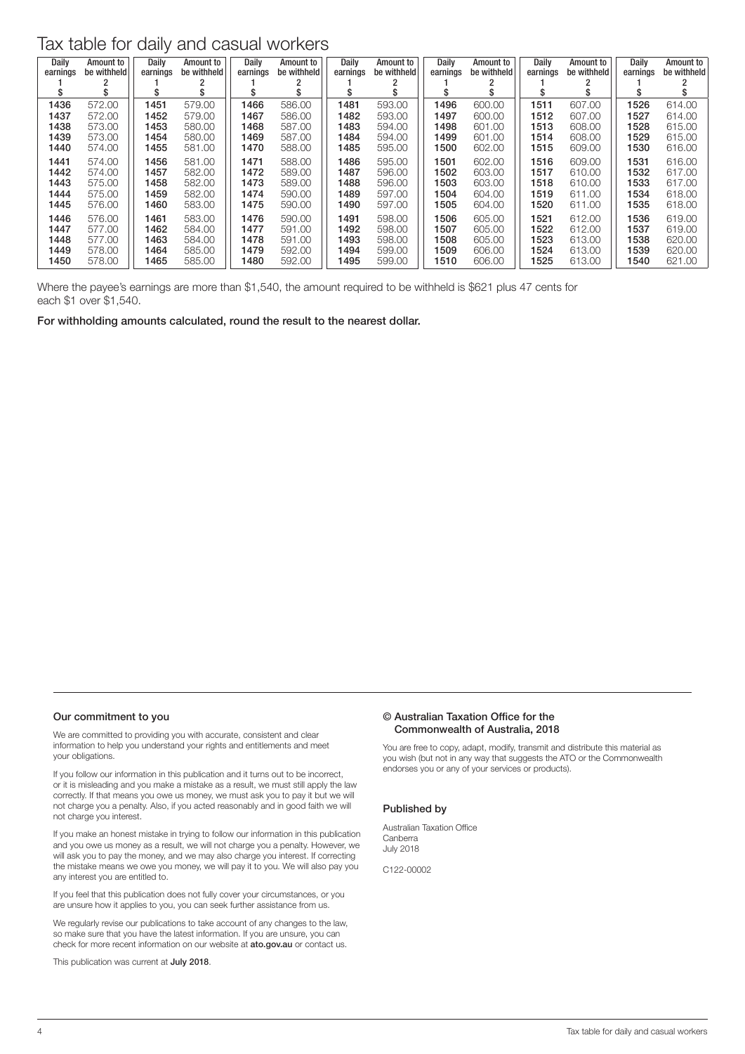# Tax table for daily and casual workers

| Daily earnings 1 $ | Amount to be withheld 2 $ | Daily earnings 1 $ | Amount to be withheld 2 $ | Daily earnings 1 $ | Amount to be withheld 2 $ | Daily earnings 1 $ | Amount to be withheld 2 $ | Daily earnings 1 $ | Amount to be withheld 2 $ | Daily earnings 1 $ | Amount to be withheld 2 $ | Daily earnings 1 $ | Amount to be withheld 2 $ |
|---|---|---|---|---|---|---|---|---|---|---|---|---|---|
| 1436 | 572.00 | 1451 | 579.00 | 1466 | 586.00 | 1481 | 593.00 | 1496 | 600.00 | 1511 | 607.00 | 1526 | 614.00 |
| 1437 | 572.00 | 1452 | 579.00 | 1467 | 586.00 | 1482 | 593.00 | 1497 | 600.00 | 1512 | 607.00 | 1527 | 614.00 |
| 1438 | 573.00 | 1453 | 580.00 | 1468 | 587.00 | 1483 | 594.00 | 1498 | 601.00 | 1513 | 608.00 | 1528 | 615.00 |
| 1439 | 573.00 | 1454 | 580.00 | 1469 | 587.00 | 1484 | 594.00 | 1499 | 601.00 | 1514 | 608.00 | 1529 | 615.00 |
| 1440 | 574.00 | 1455 | 581.00 | 1470 | 588.00 | 1485 | 595.00 | 1500 | 602.00 | 1515 | 609.00 | 1530 | 616.00 |
| 1441 | 574.00 | 1456 | 581.00 | 1471 | 588.00 | 1486 | 595.00 | 1501 | 602.00 | 1516 | 609.00 | 1531 | 616.00 |
| 1442 | 574.00 | 1457 | 582.00 | 1472 | 589.00 | 1487 | 596.00 | 1502 | 603.00 | 1517 | 610.00 | 1532 | 617.00 |
| 1443 | 575.00 | 1458 | 582.00 | 1473 | 589.00 | 1488 | 596.00 | 1503 | 603.00 | 1518 | 610.00 | 1533 | 617.00 |
| 1444 | 575.00 | 1459 | 582.00 | 1474 | 590.00 | 1489 | 597.00 | 1504 | 604.00 | 1519 | 611.00 | 1534 | 618.00 |
| 1445 | 576.00 | 1460 | 583.00 | 1475 | 590.00 | 1490 | 597.00 | 1505 | 604.00 | 1520 | 611.00 | 1535 | 618.00 |
| 1446 | 576.00 | 1461 | 583.00 | 1476 | 590.00 | 1491 | 598.00 | 1506 | 605.00 | 1521 | 612.00 | 1536 | 619.00 |
| 1447 | 577.00 | 1462 | 584.00 | 1477 | 591.00 | 1492 | 598.00 | 1507 | 605.00 | 1522 | 612.00 | 1537 | 619.00 |
| 1448 | 577.00 | 1463 | 584.00 | 1478 | 591.00 | 1493 | 598.00 | 1508 | 605.00 | 1523 | 613.00 | 1538 | 620.00 |
| 1449 | 578.00 | 1464 | 585.00 | 1479 | 592.00 | 1494 | 599.00 | 1509 | 606.00 | 1524 | 613.00 | 1539 | 620.00 |
| 1450 | 578.00 | 1465 | 585.00 | 1480 | 592.00 | 1495 | 599.00 | 1510 | 606.00 | 1525 | 613.00 | 1540 | 621.00 |

Where the payee's earnings are more than $1,540, the amount required to be withheld is $621 plus 47 cents for each $1 over $1,540.

**For withholding amounts calculated, round the result to the nearest dollar.**

---

### Our commitment to you

We are committed to providing you with accurate, consistent and clear information to help you understand your rights and entitlements and meet your obligations.

If you follow our information in this publication and it turns out to be incorrect, or it is misleading and you make a mistake as a result, we must still apply the law correctly. If that means you owe us money, we must ask you to pay it but we will not charge you a penalty. Also, if you acted reasonably and in good faith we will not charge you interest.

If you make an honest mistake in trying to follow our information in this publication and you owe us money as a result, we will not charge you a penalty. However, we will ask you to pay the money, and we may also charge you interest. If correcting the mistake means we owe you money, we will pay it to you. We will also pay you any interest you are entitled to.

If you feel that this publication does not fully cover your circumstances, or you are unsure how it applies to you, you can seek further assistance from us.

We regularly revise our publications to take account of any changes to the law, so make sure that you have the latest information. If you are unsure, you can check for more recent information on our website at **ato.gov.au** or contact us.

This publication was current at **July 2018**.

### © Australian Taxation Office for the Commonwealth of Australia, 2018

You are free to copy, adapt, modify, transmit and distribute this material as you wish (but not in any way that suggests the ATO or the Commonwealth endorses you or any of your services or products).

### Published by

Australian Taxation Office
Canberra
July 2018

C122-00002